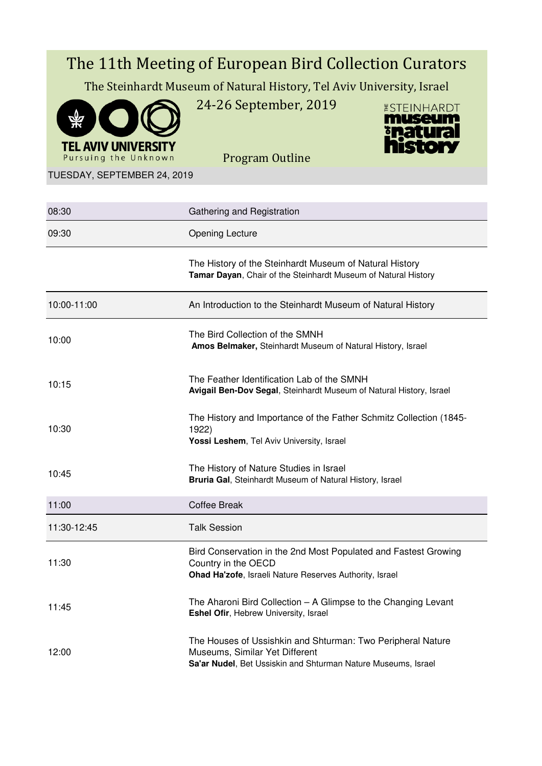# The 11th Meeting of European Bird Collection Curators

The Steinhardt Museum of Natural History, Tel Aviv University, Israel

24-26 September, 2019

TEL AVIV UNIVERSITY
Pursuing the Unknown

THE STEINHARDT museum of natural history

## Program Outline

### TUESDAY, SEPTEMBER 24, 2019

| | |
|---|---|
| 08:30 | Gathering and Registration |
| 09:30 | Opening Lecture |
| | The History of the Steinhardt Museum of Natural History<br>**Tamar Dayan**, Chair of the Steinhardt Museum of Natural History |
| 10:00-11:00 | An Introduction to the Steinhardt Museum of Natural History |
| 10:00 | The Bird Collection of the SMNH<br>**Amos Belmaker,** Steinhardt Museum of Natural History, Israel |
| 10:15 | The Feather Identification Lab of the SMNH<br>**Avigail Ben-Dov Segal**, Steinhardt Museum of Natural History, Israel |
| 10:30 | The History and Importance of the Father Schmitz Collection (1845-1922)<br>**Yossi Leshem**, Tel Aviv University, Israel |
| 10:45 | The History of Nature Studies in Israel<br>**Bruria Gal**, Steinhardt Museum of Natural History, Israel |
| 11:00 | Coffee Break |
| 11:30-12:45 | Talk Session |
| 11:30 | Bird Conservation in the 2nd Most Populated and Fastest Growing Country in the OECD<br>**Ohad Ha'zofe**, Israeli Nature Reserves Authority, Israel |
| 11:45 | The Aharoni Bird Collection – A Glimpse to the Changing Levant<br>**Eshel Ofir**, Hebrew University, Israel |
| 12:00 | The Houses of Ussishkin and Shturman: Two Peripheral Nature Museums, Similar Yet Different<br>**Sa'ar Nudel**, Bet Ussiskin and Shturman Nature Museums, Israel |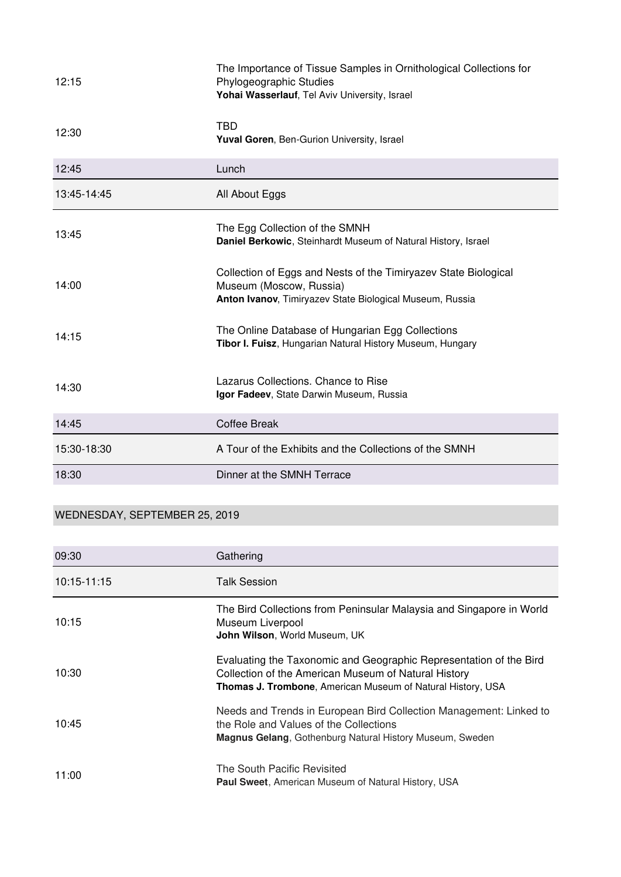| | |
|---|---|
| 12:15 | The Importance of Tissue Samples in Ornithological Collections for Phylogeographic Studies<br>**Yohai Wasserlauf**, Tel Aviv University, Israel |
| 12:30 | TBD<br>**Yuval Goren**, Ben-Gurion University, Israel |
| 12:45 | Lunch |
| 13:45-14:45 | All About Eggs |
| 13:45 | The Egg Collection of the SMNH<br>**Daniel Berkowic**, Steinhardt Museum of Natural History, Israel |
| 14:00 | Collection of Eggs and Nests of the Timiryazev State Biological Museum (Moscow, Russia)<br>**Anton Ivanov**, Timiryazev State Biological Museum, Russia |
| 14:15 | The Online Database of Hungarian Egg Collections<br>**Tibor I. Fuisz**, Hungarian Natural History Museum, Hungary |
| 14:30 | Lazarus Collections. Chance to Rise<br>**Igor Fadeev**, State Darwin Museum, Russia |
| 14:45 | Coffee Break |
| 15:30-18:30 | A Tour of the Exhibits and the Collections of the SMNH |
| 18:30 | Dinner at the SMNH Terrace |

## WEDNESDAY, SEPTEMBER 25, 2019

| | |
|---|---|
| 09:30 | Gathering |
| 10:15-11:15 | Talk Session |
| 10:15 | The Bird Collections from Peninsular Malaysia and Singapore in World Museum Liverpool<br>**John Wilson**, World Museum, UK |
| 10:30 | Evaluating the Taxonomic and Geographic Representation of the Bird Collection of the American Museum of Natural History<br>**Thomas J. Trombone**, American Museum of Natural History, USA |
| 10:45 | Needs and Trends in European Bird Collection Management: Linked to the Role and Values of the Collections<br>**Magnus Gelang**, Gothenburg Natural History Museum, Sweden |
| 11:00 | The South Pacific Revisited<br>**Paul Sweet**, American Museum of Natural History, USA |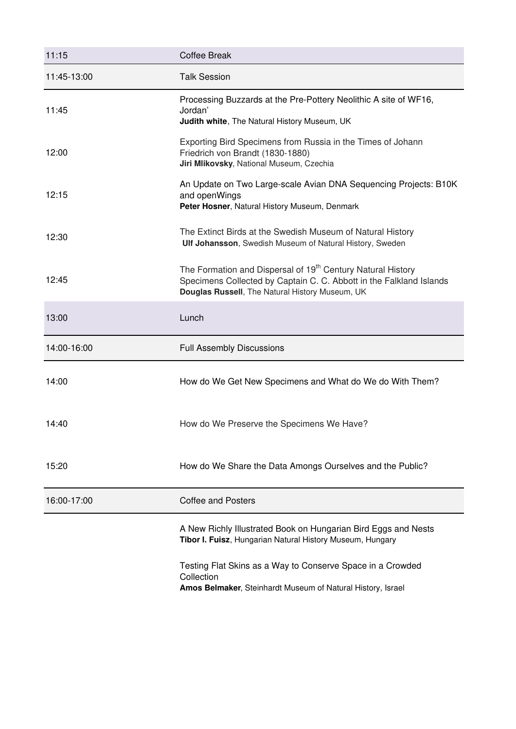| | |
|---|---|
| 11:15 | Coffee Break |
| 11:45-13:00 | Talk Session |
| 11:45 | Processing Buzzards at the Pre-Pottery Neolithic A site of WF16, Jordan' **Judith white**, The Natural History Museum, UK |
| 12:00 | Exporting Bird Specimens from Russia in the Times of Johann Friedrich von Brandt (1830-1880) **Jiri Mlikovsky**, National Museum, Czechia |
| 12:15 | An Update on Two Large-scale Avian DNA Sequencing Projects: B10K and openWings **Peter Hosner**, Natural History Museum, Denmark |
| 12:30 | The Extinct Birds at the Swedish Museum of Natural History **Ulf Johansson**, Swedish Museum of Natural History, Sweden |
| 12:45 | The Formation and Dispersal of 19th Century Natural History Specimens Collected by Captain C. C. Abbott in the Falkland Islands **Douglas Russell**, The Natural History Museum, UK |
| 13:00 | Lunch |
| 14:00-16:00 | Full Assembly Discussions |
| 14:00 | How do We Get New Specimens and What do We do With Them? |
| 14:40 | How do We Preserve the Specimens We Have? |
| 15:20 | How do We Share the Data Amongs Ourselves and the Public? |
| 16:00-17:00 | Coffee and Posters |
| | A New Richly Illustrated Book on Hungarian Bird Eggs and Nests **Tibor I. Fuisz**, Hungarian Natural History Museum, Hungary |
| | Testing Flat Skins as a Way to Conserve Space in a Crowded Collection **Amos Belmaker**, Steinhardt Museum of Natural History, Israel |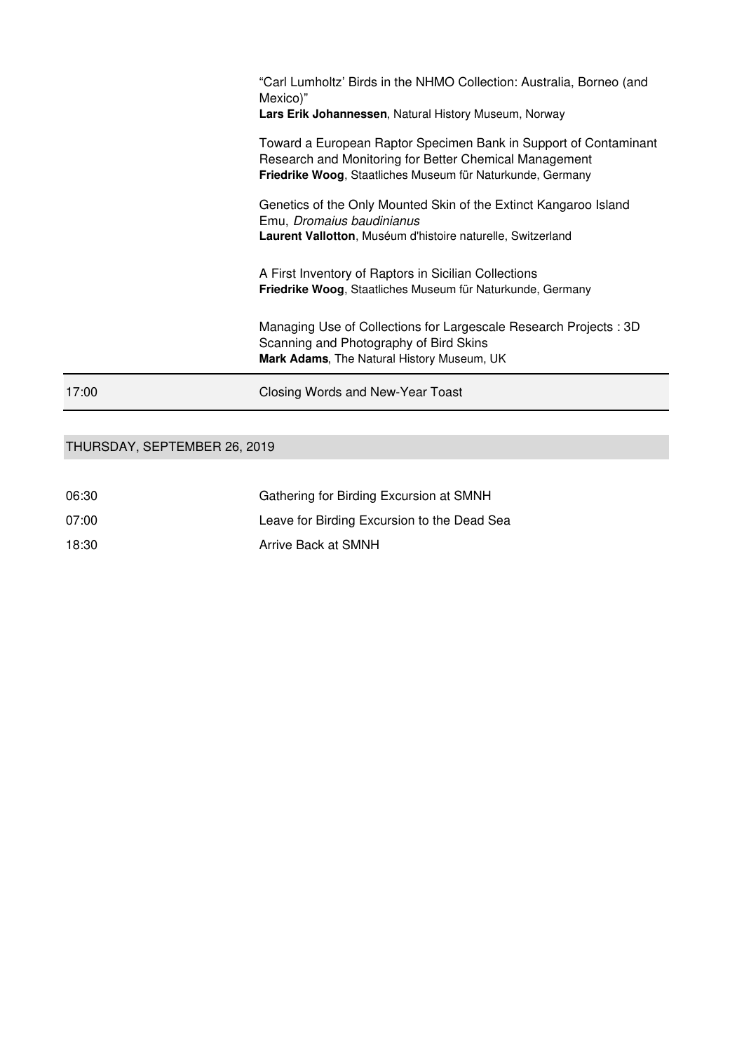| | |
|---|---|
| | "Carl Lumholtz' Birds in the NHMO Collection: Australia, Borneo (and Mexico)"<br>**Lars Erik Johannessen**, Natural History Museum, Norway |
| | Toward a European Raptor Specimen Bank in Support of Contaminant Research and Monitoring for Better Chemical Management<br>**Friedrike Woog**, Staatliches Museum für Naturkunde, Germany |
| | Genetics of the Only Mounted Skin of the Extinct Kangaroo Island Emu, *Dromaius baudinianus*<br>**Laurent Vallotton**, Muséum d'histoire naturelle, Switzerland |
| | A First Inventory of Raptors in Sicilian Collections<br>**Friedrike Woog**, Staatliches Museum für Naturkunde, Germany |
| | Managing Use of Collections for Largescale Research Projects : 3D Scanning and Photography of Bird Skins<br>**Mark Adams**, The Natural History Museum, UK |
| 17:00 | Closing Words and New-Year Toast |

## THURSDAY, SEPTEMBER 26, 2019

| | |
|---|---|
| 06:30 | Gathering for Birding Excursion at SMNH |
| 07:00 | Leave for Birding Excursion to the Dead Sea |
| 18:30 | Arrive Back at SMNH |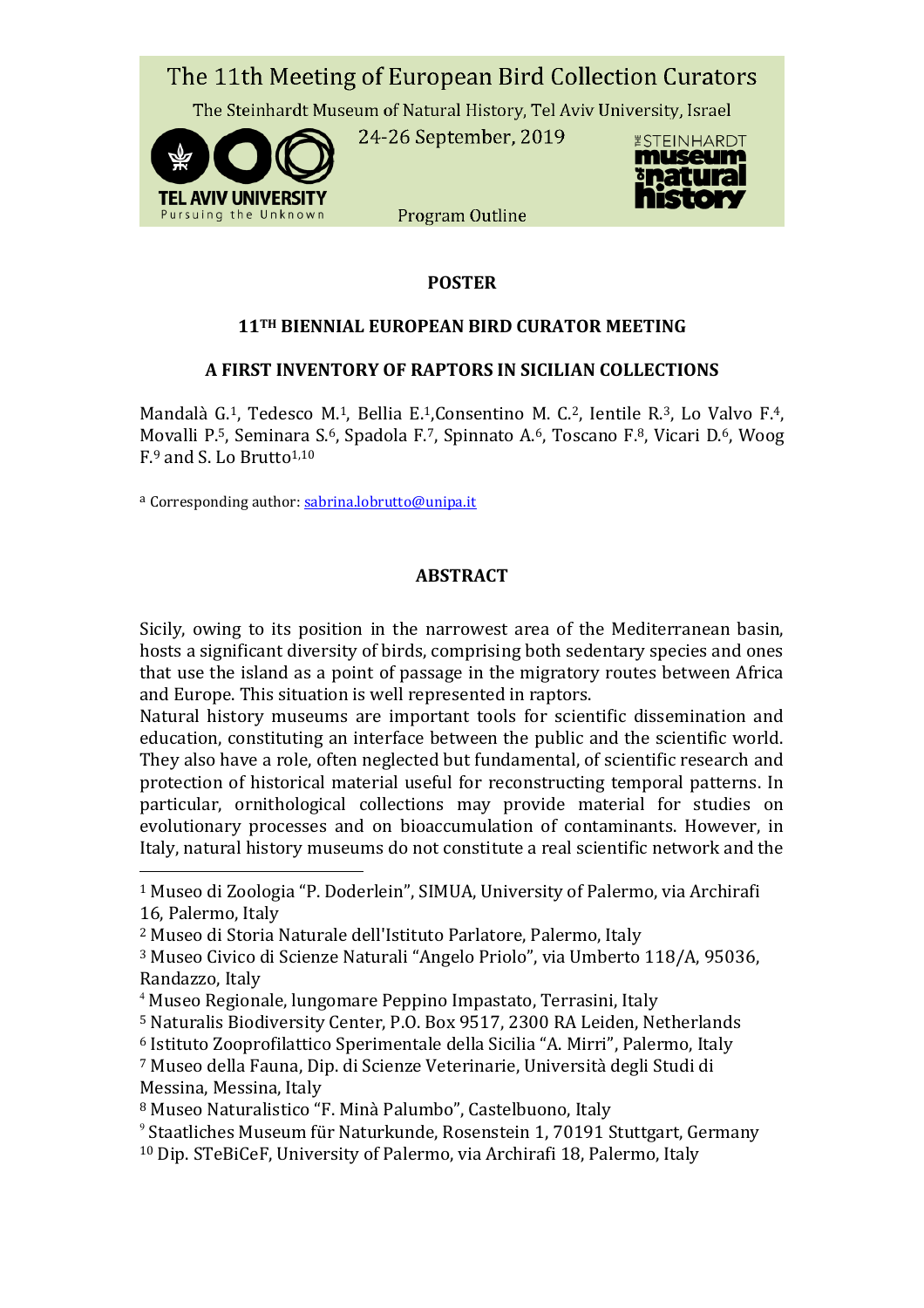The 11th Meeting of European Bird Collection Curators

The Steinhardt Museum of Natural History, Tel Aviv University, Israel

24-26 September, 2019

Program Outline

**POSTER**

**11TH BIENNIAL EUROPEAN BIRD CURATOR MEETING**

**A FIRST INVENTORY OF RAPTORS IN SICILIAN COLLECTIONS**

Mandalà G.[1], Tedesco M.[1], Bellia E.[1],Consentino M. C.[2], Ientile R.[3], Lo Valvo F.[4], Movalli P.[5], Seminara S.[6], Spadola F.[7], Spinnato A.[6], Toscano F.[8], Vicari D.[6], Woog F.[9] and S. Lo Brutto[1,10]

[a] Corresponding author: sabrina.lobrutto@unipa.it

**ABSTRACT**

Sicily, owing to its position in the narrowest area of the Mediterranean basin, hosts a significant diversity of birds, comprising both sedentary species and ones that use the island as a point of passage in the migratory routes between Africa and Europe. This situation is well represented in raptors.
Natural history museums are important tools for scientific dissemination and education, constituting an interface between the public and the scientific world. They also have a role, often neglected but fundamental, of scientific research and protection of historical material useful for reconstructing temporal patterns. In particular, ornithological collections may provide material for studies on evolutionary processes and on bioaccumulation of contaminants. However, in Italy, natural history museums do not constitute a real scientific network and the

---

[1] Museo di Zoologia "P. Doderlein", SIMUA, University of Palermo, via Archirafi 16, Palermo, Italy

[2] Museo di Storia Naturale dell'Istituto Parlatore, Palermo, Italy

[3] Museo Civico di Scienze Naturali "Angelo Priolo", via Umberto 118/A, 95036, Randazzo, Italy

[4] Museo Regionale, lungomare Peppino Impastato, Terrasini, Italy

[5] Naturalis Biodiversity Center, P.O. Box 9517, 2300 RA Leiden, Netherlands

[6] Istituto Zooprofilattico Sperimentale della Sicilia "A. Mirri", Palermo, Italy

[7] Museo della Fauna, Dip. di Scienze Veterinarie, Università degli Studi di Messina, Messina, Italy

[8] Museo Naturalistico "F. Minà Palumbo", Castelbuono, Italy

[9] Staatliches Museum für Naturkunde, Rosenstein 1, 70191 Stuttgart, Germany

[10] Dip. STeBiCeF, University of Palermo, via Archirafi 18, Palermo, Italy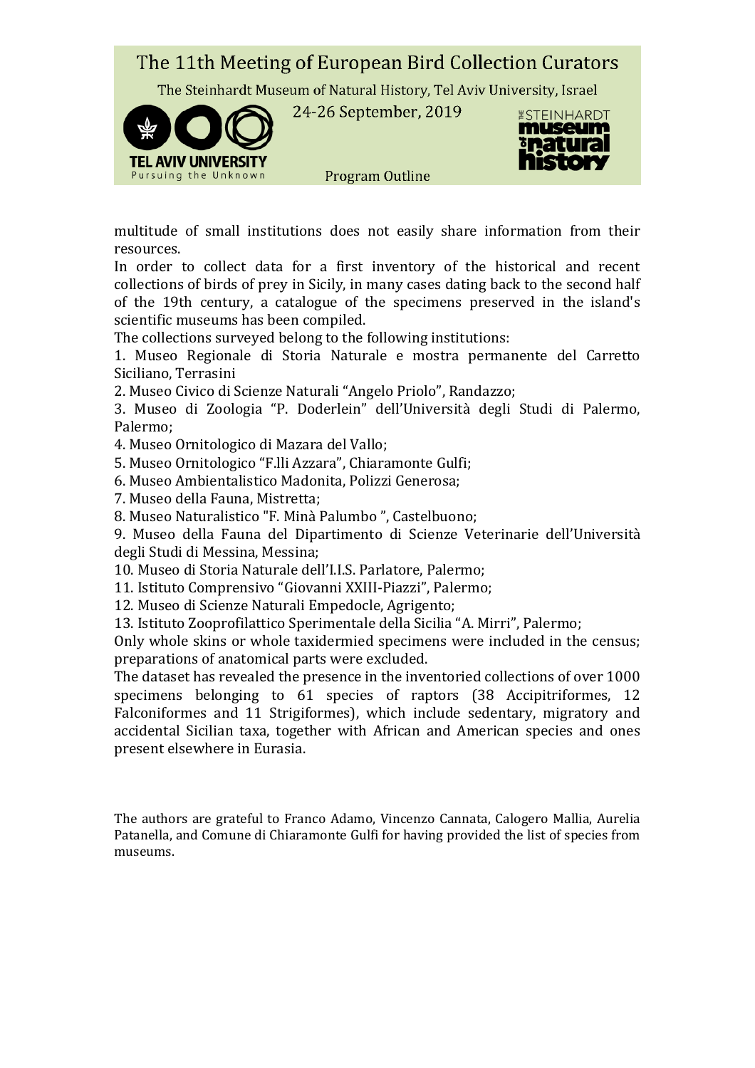multitude of small institutions does not easily share information from their resources.

In order to collect data for a first inventory of the historical and recent collections of birds of prey in Sicily, in many cases dating back to the second half of the 19th century, a catalogue of the specimens preserved in the island's scientific museums has been compiled.

The collections surveyed belong to the following institutions:

1. Museo Regionale di Storia Naturale e mostra permanente del Carretto Siciliano, Terrasini
2. Museo Civico di Scienze Naturali “Angelo Priolo”, Randazzo;
3. Museo di Zoologia “P. Doderlein” dell’Università degli Studi di Palermo, Palermo;
4. Museo Ornitologico di Mazara del Vallo;
5. Museo Ornitologico “F.lli Azzara”, Chiaramonte Gulfi;
6. Museo Ambientalistico Madonita, Polizzi Generosa;
7. Museo della Fauna, Mistretta;
8. Museo Naturalistico "F. Minà Palumbo ", Castelbuono;
9. Museo della Fauna del Dipartimento di Scienze Veterinarie dell’Università degli Studi di Messina, Messina;
10. Museo di Storia Naturale dell’I.I.S. Parlatore, Palermo;
11. Istituto Comprensivo “Giovanni XXIII-Piazzi”, Palermo;
12. Museo di Scienze Naturali Empedocle, Agrigento;
13. Istituto Zooprofilattico Sperimentale della Sicilia “A. Mirri”, Palermo;

Only whole skins or whole taxidermied specimens were included in the census; preparations of anatomical parts were excluded.

The dataset has revealed the presence in the inventoried collections of over 1000 specimens belonging to 61 species of raptors (38 Accipitriformes, 12 Falconiformes and 11 Strigiformes), which include sedentary, migratory and accidental Sicilian taxa, together with African and American species and ones present elsewhere in Eurasia.

The authors are grateful to Franco Adamo, Vincenzo Cannata, Calogero Mallia, Aurelia Patanella, and Comune di Chiaramonte Gulfi for having provided the list of species from museums.